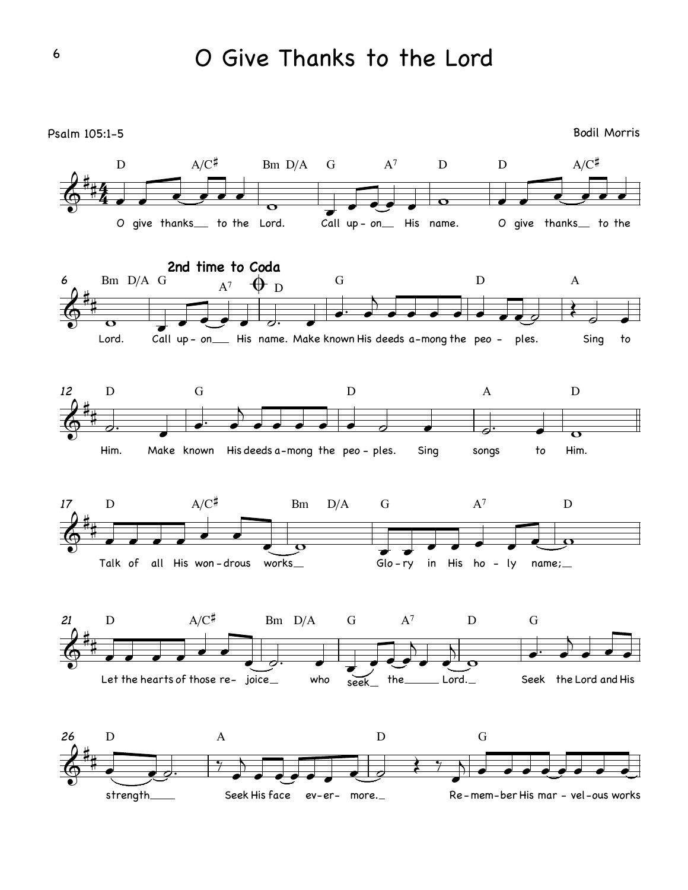# O Give Thanks to the Lord

Psalm 105:1-5

Bodil Morris

2nd time to Coda

O give thanks__ to the Lord. Call up - on__ His name. O give thanks__ to the Lord. Call up - on___ His name. Make known His deeds a - mong the peo - ples. Sing to Him. Make known His deeds a - mong the peo - ples. Sing songs to Him.

Talk of all His won - drous works__ Glo - ry in His ho - ly name;__

Let the hearts of those re - joice__ who seek__ the_____ Lord.__ Seek the Lord and His strength____ Seek His face ev - er - more._ Re - mem - ber His mar - vel - ous works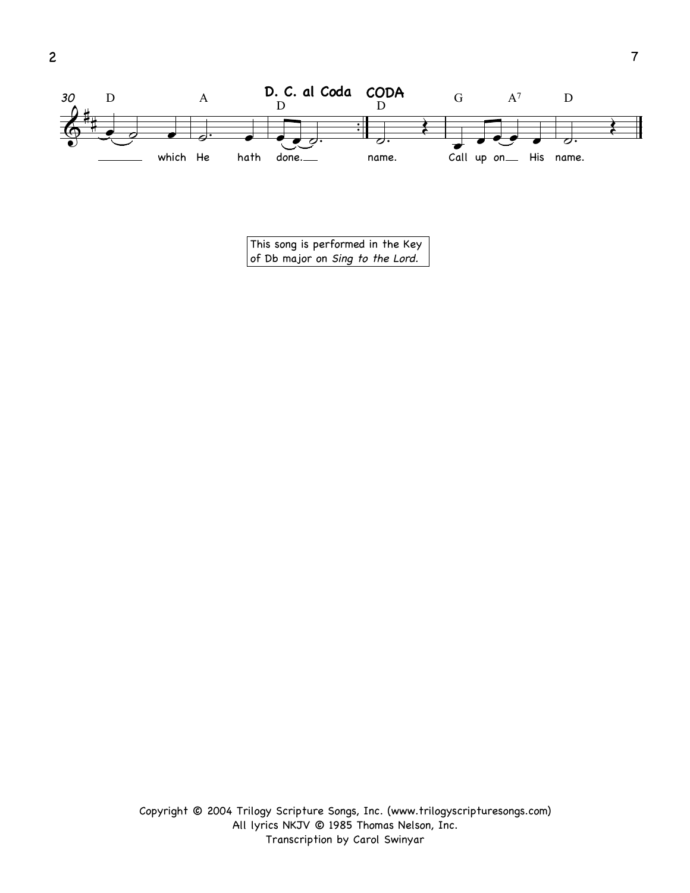This song is performed in the Key of Db major on *Sing to the Lord.*

Copyright © 2004 Trilogy Scripture Songs, Inc. (www.trilogyscripturesongs.com)
All lyrics NKJV © 1985 Thomas Nelson, Inc.
Transcription by Carol Swinyar